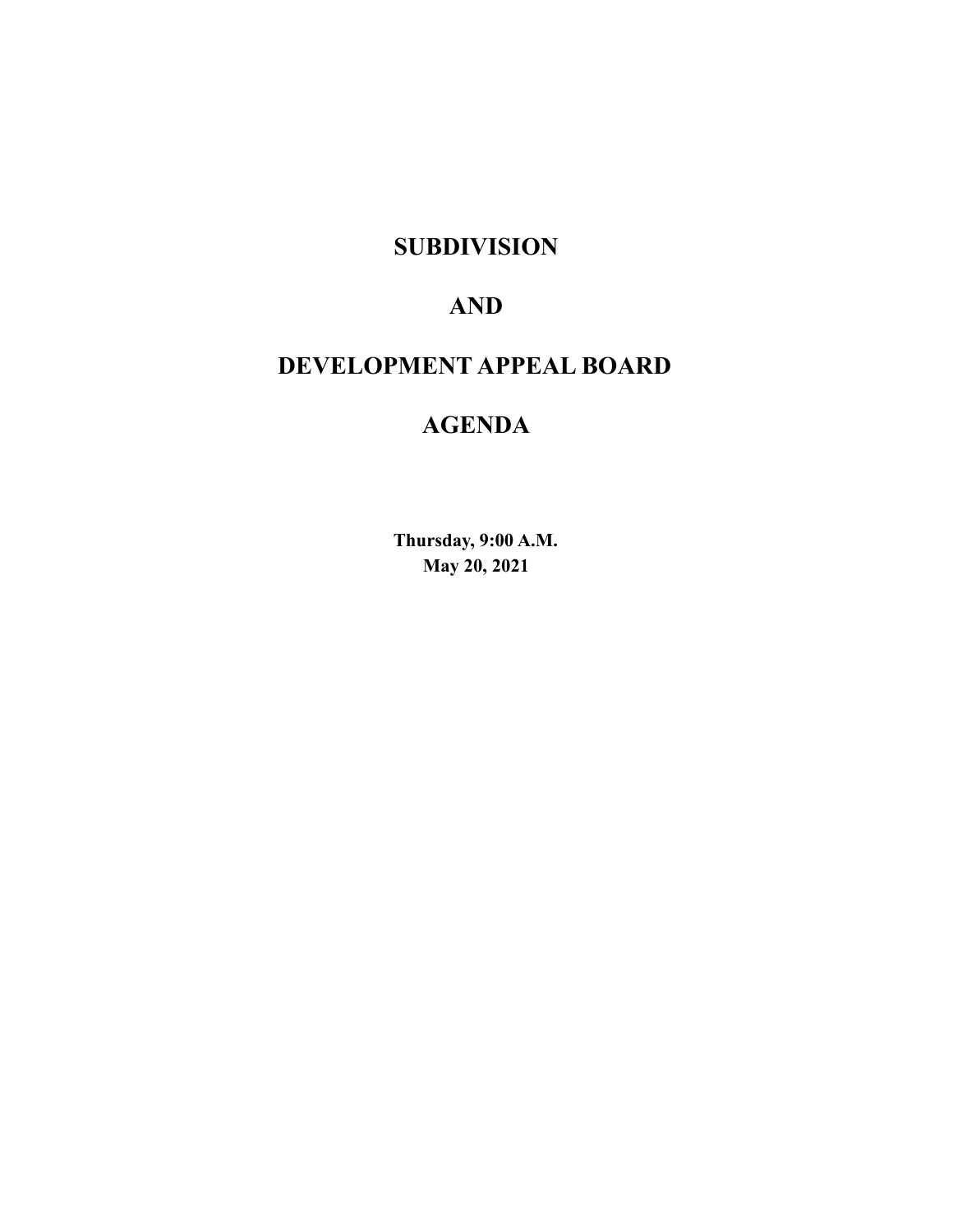# SUBDIVISION

# AND

# DEVELOPMENT APPEAL BOARD

# AGENDA

**Thursday, 9:00 A.M.**
**May 20, 2021**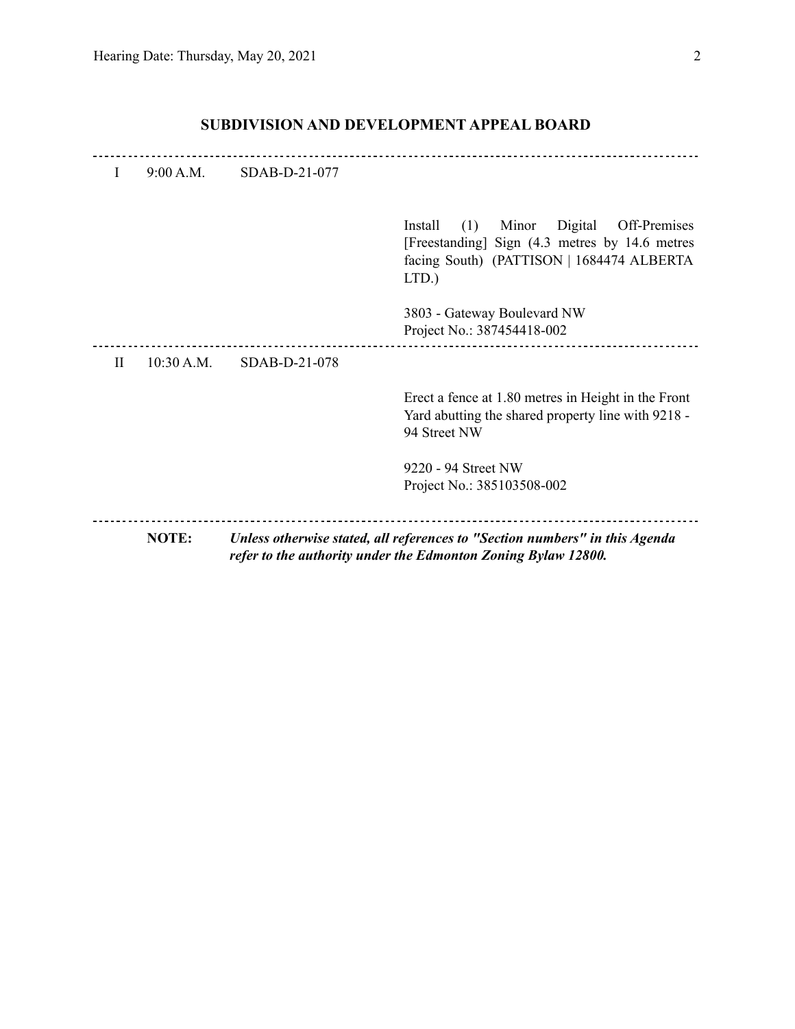## SUBDIVISION AND DEVELOPMENT APPEAL BOARD

---

I    9:00 A.M.    SDAB-D-21-077

Install (1) Minor Digital Off-Premises [Freestanding] Sign (4.3 metres by 14.6 metres facing South) (PATTISON | 1684474 ALBERTA LTD.)

3803 - Gateway Boulevard NW
Project No.: 387454418-002

---

II    10:30 A.M.    SDAB-D-21-078

Erect a fence at 1.80 metres in Height in the Front Yard abutting the shared property line with 9218 - 94 Street NW

9220 - 94 Street NW
Project No.: 385103508-002

---

**NOTE:** ***Unless otherwise stated, all references to "Section numbers" in this Agenda refer to the authority under the Edmonton Zoning Bylaw 12800.***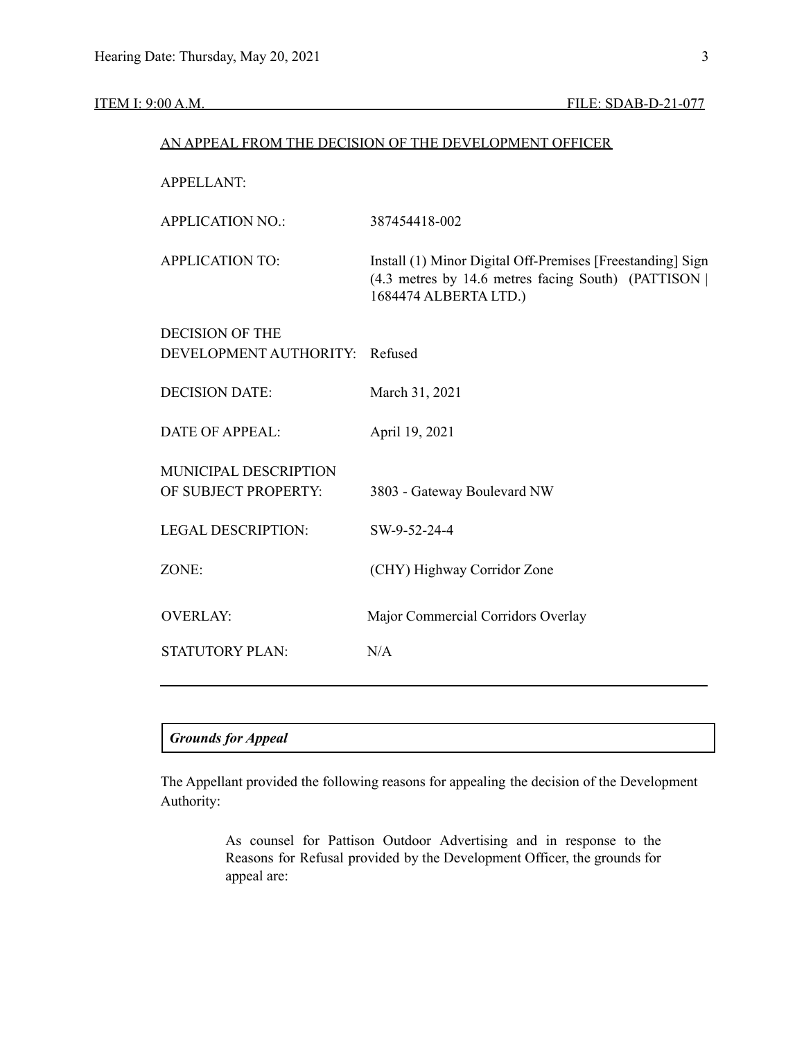ITEM I: 9:00 A.M. FILE: SDAB-D-21-077

AN APPEAL FROM THE DECISION OF THE DEVELOPMENT OFFICER

| | |
|---|---|
| APPELLANT: | |
| APPLICATION NO.: | 387454418-002 |
| APPLICATION TO: | Install (1) Minor Digital Off-Premises [Freestanding] Sign (4.3 metres by 14.6 metres facing South) (PATTISON \| 1684474 ALBERTA LTD.) |
| DECISION OF THE DEVELOPMENT AUTHORITY: | Refused |
| DECISION DATE: | March 31, 2021 |
| DATE OF APPEAL: | April 19, 2021 |
| MUNICIPAL DESCRIPTION OF SUBJECT PROPERTY: | 3803 - Gateway Boulevard NW |
| LEGAL DESCRIPTION: | SW-9-52-24-4 |
| ZONE: | (CHY) Highway Corridor Zone |
| OVERLAY: | Major Commercial Corridors Overlay |
| STATUTORY PLAN: | N/A |

### *Grounds for Appeal*

The Appellant provided the following reasons for appealing the decision of the Development Authority:

> As counsel for Pattison Outdoor Advertising and in response to the Reasons for Refusal provided by the Development Officer, the grounds for appeal are: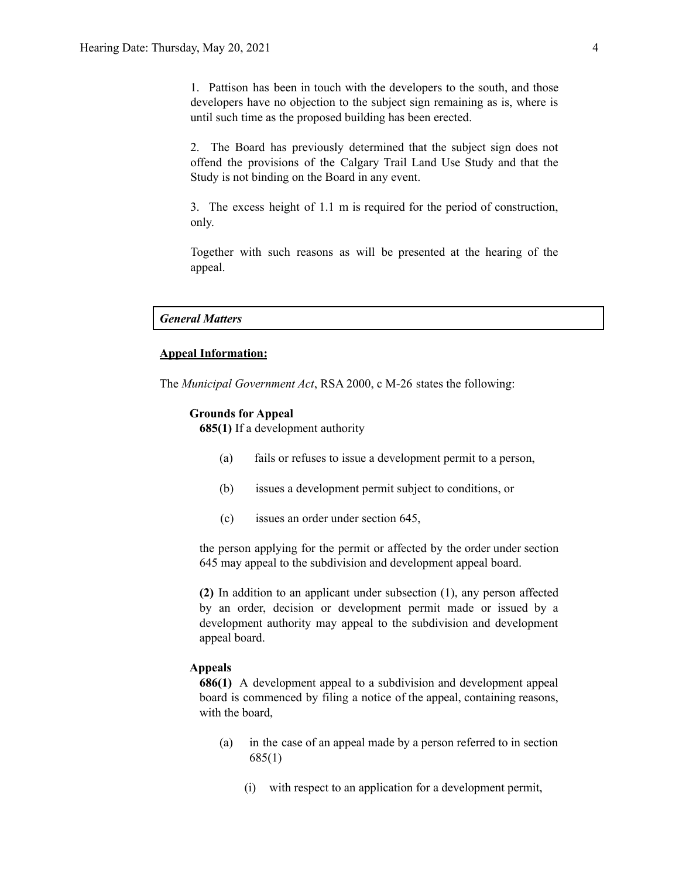1. Pattison has been in touch with the developers to the south, and those developers have no objection to the subject sign remaining as is, where is until such time as the proposed building has been erected.

2. The Board has previously determined that the subject sign does not offend the provisions of the Calgary Trail Land Use Study and that the Study is not binding on the Board in any event.

3. The excess height of 1.1 m is required for the period of construction, only.

Together with such reasons as will be presented at the hearing of the appeal.

***General Matters***

**Appeal Information:**

The *Municipal Government Act*, RSA 2000, c M-26 states the following:

**Grounds for Appeal**

**685(1)** If a development authority

(a) fails or refuses to issue a development permit to a person,

(b) issues a development permit subject to conditions, or

(c) issues an order under section 645,

the person applying for the permit or affected by the order under section 645 may appeal to the subdivision and development appeal board.

**(2)** In addition to an applicant under subsection (1), any person affected by an order, decision or development permit made or issued by a development authority may appeal to the subdivision and development appeal board.

**Appeals**

**686(1)** A development appeal to a subdivision and development appeal board is commenced by filing a notice of the appeal, containing reasons, with the board,

(a) in the case of an appeal made by a person referred to in section 685(1)

(i) with respect to an application for a development permit,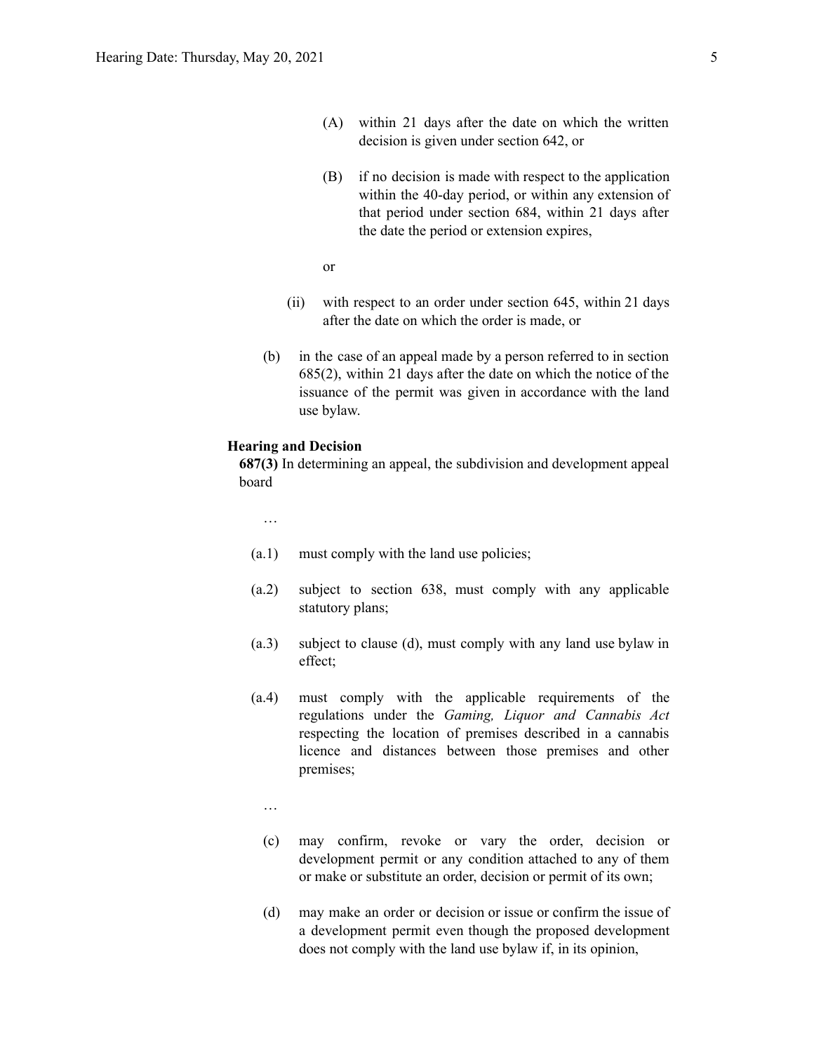(A) within 21 days after the date on which the written decision is given under section 642, or

(B) if no decision is made with respect to the application within the 40-day period, or within any extension of that period under section 684, within 21 days after the date the period or extension expires,

or

(ii) with respect to an order under section 645, within 21 days after the date on which the order is made, or

(b) in the case of an appeal made by a person referred to in section 685(2), within 21 days after the date on which the notice of the issuance of the permit was given in accordance with the land use bylaw.

**Hearing and Decision**

**687(3)** In determining an appeal, the subdivision and development appeal board

…

(a.1) must comply with the land use policies;

(a.2) subject to section 638, must comply with any applicable statutory plans;

(a.3) subject to clause (d), must comply with any land use bylaw in effect;

(a.4) must comply with the applicable requirements of the regulations under the *Gaming, Liquor and Cannabis Act* respecting the location of premises described in a cannabis licence and distances between those premises and other premises;

…

(c) may confirm, revoke or vary the order, decision or development permit or any condition attached to any of them or make or substitute an order, decision or permit of its own;

(d) may make an order or decision or issue or confirm the issue of a development permit even though the proposed development does not comply with the land use bylaw if, in its opinion,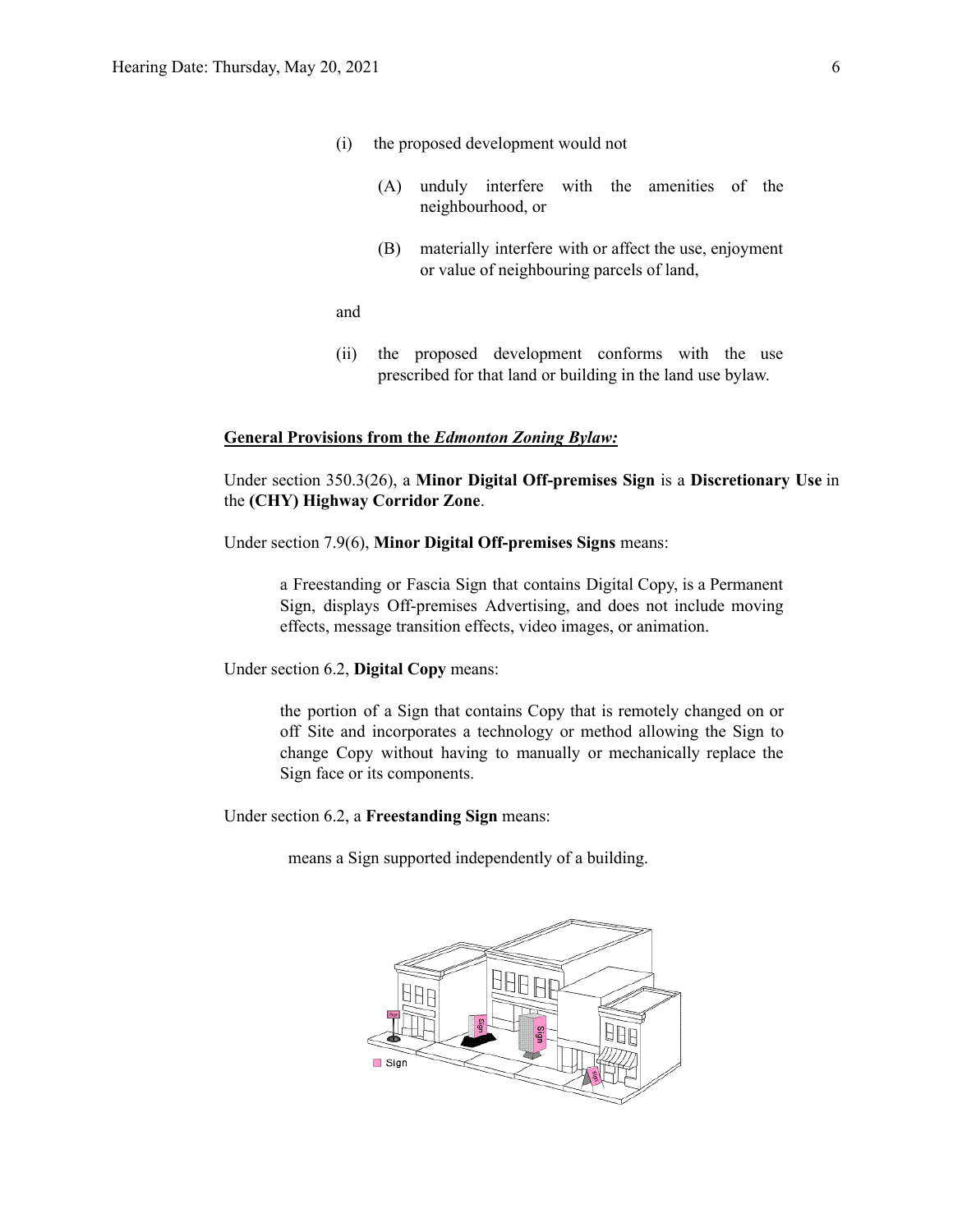(i) the proposed development would not

(A) unduly interfere with the amenities of the neighbourhood, or

(B) materially interfere with or affect the use, enjoyment or value of neighbouring parcels of land,

and

(ii) the proposed development conforms with the use prescribed for that land or building in the land use bylaw.

**General Provisions from the *Edmonton Zoning Bylaw:***

Under section 350.3(26), a **Minor Digital Off-premises Sign** is a **Discretionary Use** in the **(CHY) Highway Corridor Zone**.

Under section 7.9(6), **Minor Digital Off-premises Signs** means:

> a Freestanding or Fascia Sign that contains Digital Copy, is a Permanent Sign, displays Off-premises Advertising, and does not include moving effects, message transition effects, video images, or animation.

Under section 6.2, **Digital Copy** means:

> the portion of a Sign that contains Copy that is remotely changed on or off Site and incorporates a technology or method allowing the Sign to change Copy without having to manually or mechanically replace the Sign face or its components.

Under section 6.2, a **Freestanding Sign** means:

> means a Sign supported independently of a building.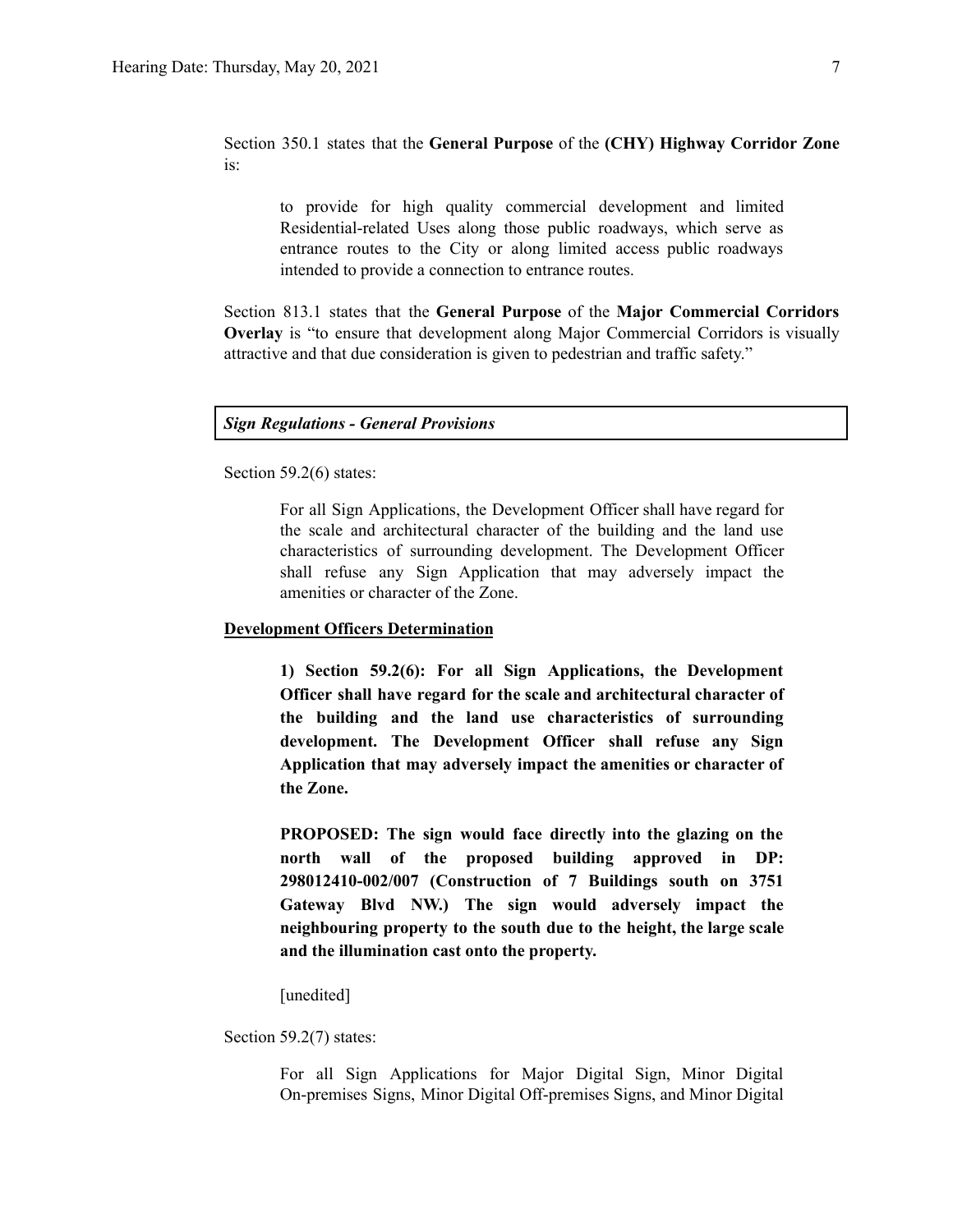Section 350.1 states that the **General Purpose** of the **(CHY) Highway Corridor Zone** is:

> to provide for high quality commercial development and limited Residential-related Uses along those public roadways, which serve as entrance routes to the City or along limited access public roadways intended to provide a connection to entrance routes.

Section 813.1 states that the **General Purpose** of the **Major Commercial Corridors Overlay** is "to ensure that development along Major Commercial Corridors is visually attractive and that due consideration is given to pedestrian and traffic safety."

***Sign Regulations - General Provisions***

Section 59.2(6) states:

> For all Sign Applications, the Development Officer shall have regard for the scale and architectural character of the building and the land use characteristics of surrounding development. The Development Officer shall refuse any Sign Application that may adversely impact the amenities or character of the Zone.

**Development Officers Determination**

> **1) Section 59.2(6): For all Sign Applications, the Development Officer shall have regard for the scale and architectural character of the building and the land use characteristics of surrounding development. The Development Officer shall refuse any Sign Application that may adversely impact the amenities or character of the Zone.**
>
> **PROPOSED: The sign would face directly into the glazing on the north wall of the proposed building approved in DP: 298012410-002/007 (Construction of 7 Buildings south on 3751 Gateway Blvd NW.) The sign would adversely impact the neighbouring property to the south due to the height, the large scale and the illumination cast onto the property.**
>
> [unedited]

Section 59.2(7) states:

> For all Sign Applications for Major Digital Sign, Minor Digital On-premises Signs, Minor Digital Off-premises Signs, and Minor Digital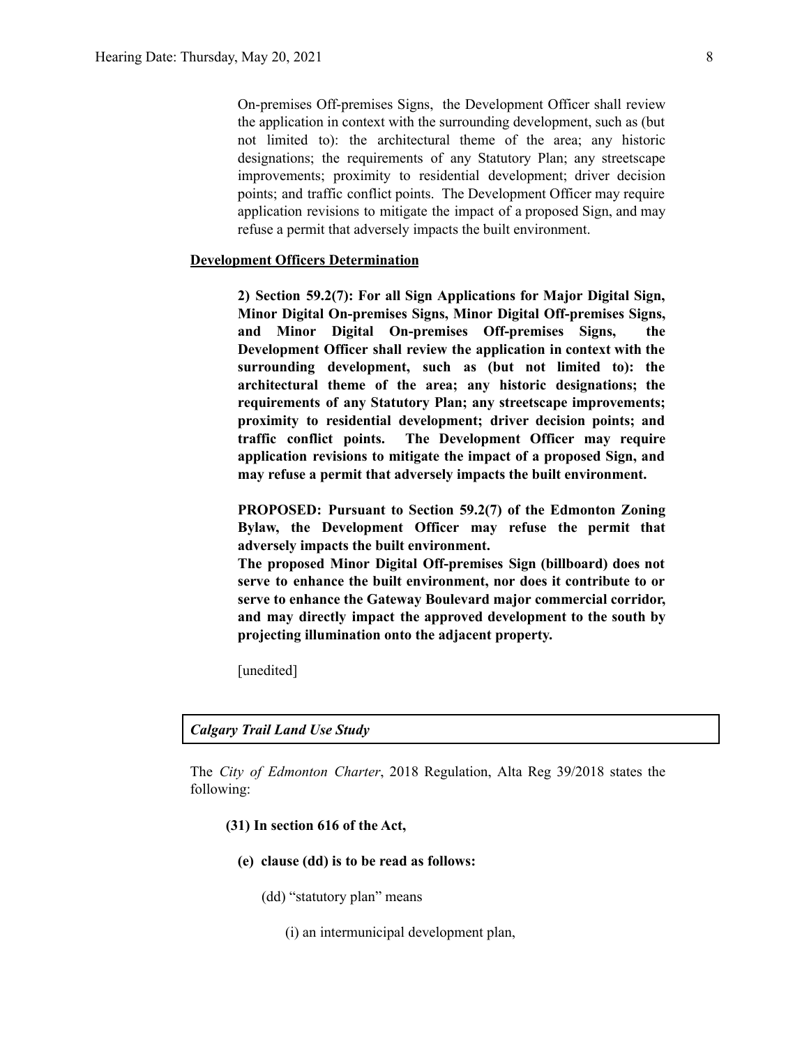On-premises Off-premises Signs, the Development Officer shall review the application in context with the surrounding development, such as (but not limited to): the architectural theme of the area; any historic designations; the requirements of any Statutory Plan; any streetscape improvements; proximity to residential development; driver decision points; and traffic conflict points. The Development Officer may require application revisions to mitigate the impact of a proposed Sign, and may refuse a permit that adversely impacts the built environment.

**Development Officers Determination**

**2) Section 59.2(7): For all Sign Applications for Major Digital Sign, Minor Digital On-premises Signs, Minor Digital Off-premises Signs, and Minor Digital On-premises Off-premises Signs, the Development Officer shall review the application in context with the surrounding development, such as (but not limited to): the architectural theme of the area; any historic designations; the requirements of any Statutory Plan; any streetscape improvements; proximity to residential development; driver decision points; and traffic conflict points. The Development Officer may require application revisions to mitigate the impact of a proposed Sign, and may refuse a permit that adversely impacts the built environment.**

**PROPOSED: Pursuant to Section 59.2(7) of the Edmonton Zoning Bylaw, the Development Officer may refuse the permit that adversely impacts the built environment.**
**The proposed Minor Digital Off-premises Sign (billboard) does not serve to enhance the built environment, nor does it contribute to or serve to enhance the Gateway Boulevard major commercial corridor, and may directly impact the approved development to the south by projecting illumination onto the adjacent property.**

[unedited]

***Calgary Trail Land Use Study***

The *City of Edmonton Charter*, 2018 Regulation, Alta Reg 39/2018 states the following:

**(31) In section 616 of the Act,**

**(e) clause (dd) is to be read as follows:**

(dd) "statutory plan" means

(i) an intermunicipal development plan,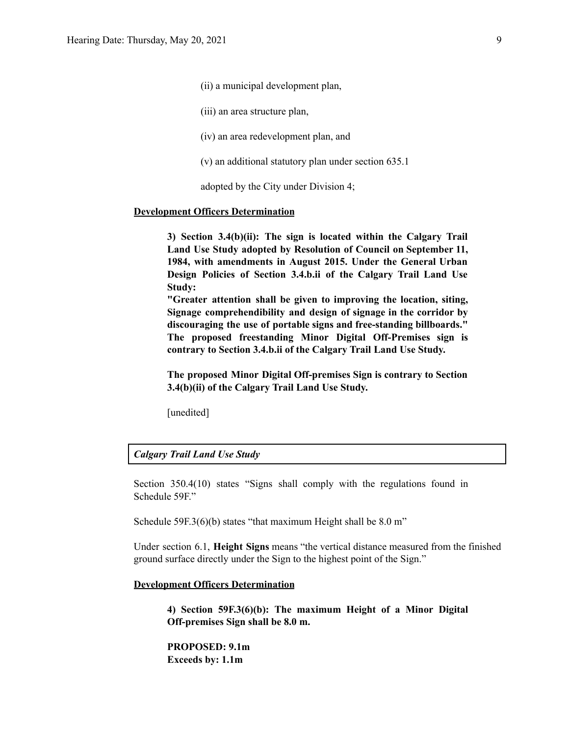(ii) a municipal development plan,

(iii) an area structure plan,

(iv) an area redevelopment plan, and

(v) an additional statutory plan under section 635.1

adopted by the City under Division 4;

**Development Officers Determination**

> **3) Section 3.4(b)(ii): The sign is located within the Calgary Trail Land Use Study adopted by Resolution of Council on September 11, 1984, with amendments in August 2015. Under the General Urban Design Policies of Section 3.4.b.ii of the Calgary Trail Land Use Study:**
> **"Greater attention shall be given to improving the location, siting, Signage comprehendibility and design of signage in the corridor by discouraging the use of portable signs and free-standing billboards." The proposed freestanding Minor Digital Off-Premises sign is contrary to Section 3.4.b.ii of the Calgary Trail Land Use Study.**
>
> **The proposed Minor Digital Off-premises Sign is contrary to Section 3.4(b)(ii) of the Calgary Trail Land Use Study.**
>
> [unedited]

***Calgary Trail Land Use Study***

Section 350.4(10) states "Signs shall comply with the regulations found in Schedule 59F."

Schedule 59F.3(6)(b) states "that maximum Height shall be 8.0 m"

Under section 6.1, **Height Signs** means "the vertical distance measured from the finished ground surface directly under the Sign to the highest point of the Sign."

**Development Officers Determination**

> **4) Section 59F.3(6)(b): The maximum Height of a Minor Digital Off-premises Sign shall be 8.0 m.**
>
> **PROPOSED: 9.1m**
> **Exceeds by: 1.1m**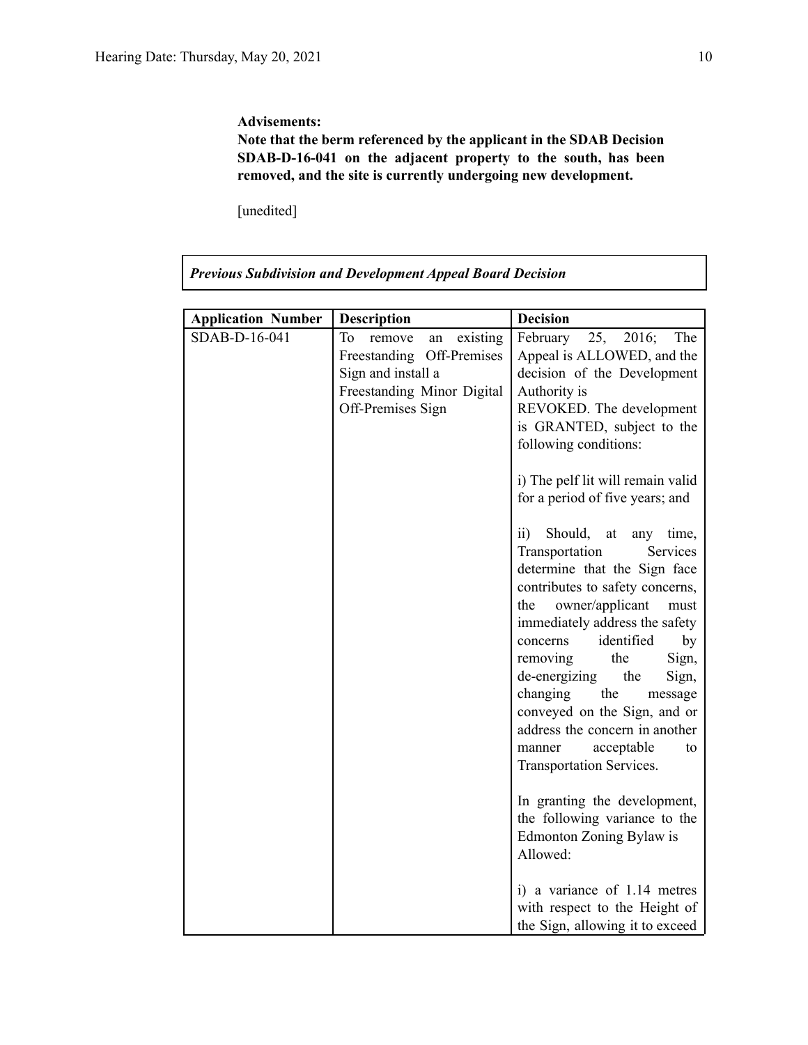**Advisements:**
**Note that the berm referenced by the applicant in the SDAB Decision SDAB-D-16-041 on the adjacent property to the south, has been removed, and the site is currently undergoing new development.**

[unedited]

***Previous Subdivision and Development Appeal Board Decision***

| Application Number | Description | Decision |
|---|---|---|
| SDAB-D-16-041 | To remove an existing Freestanding Off-Premises Sign and install a Freestanding Minor Digital Off-Premises Sign | February 25, 2016; The Appeal is ALLOWED, and the decision of the Development Authority is REVOKED. The development is GRANTED, subject to the following conditions:<br><br>i) The pelf lit will remain valid for a period of five years; and<br><br>ii) Should, at any time, Transportation Services determine that the Sign face contributes to safety concerns, the owner/applicant must immediately address the safety concerns identified by removing the Sign, de-energizing the Sign, changing the message conveyed on the Sign, and or address the concern in another manner acceptable to Transportation Services.<br><br>In granting the development, the following variance to the Edmonton Zoning Bylaw is Allowed:<br><br>i) a variance of 1.14 metres with respect to the Height of the Sign, allowing it to exceed |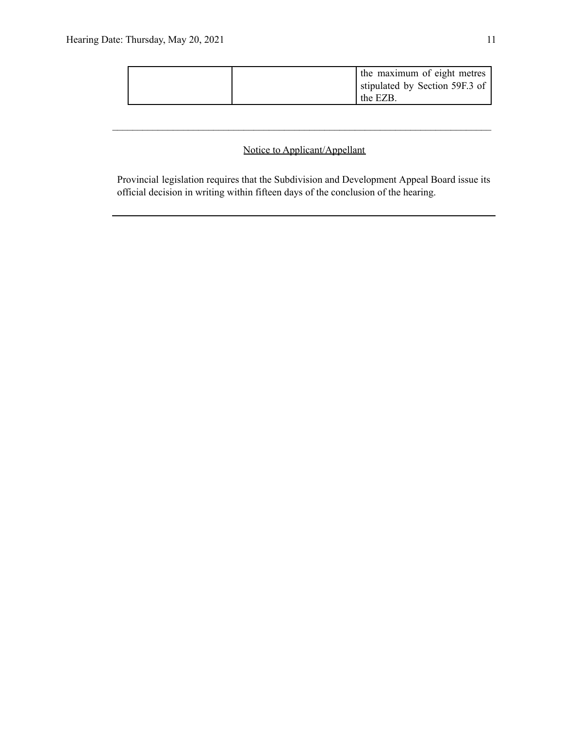| | | |
|---|---|---|
| | | the maximum of eight metres stipulated by Section 59F.3 of the EZB. |

---

Notice to Applicant/Appellant

Provincial legislation requires that the Subdivision and Development Appeal Board issue its official decision in writing within fifteen days of the conclusion of the hearing.

---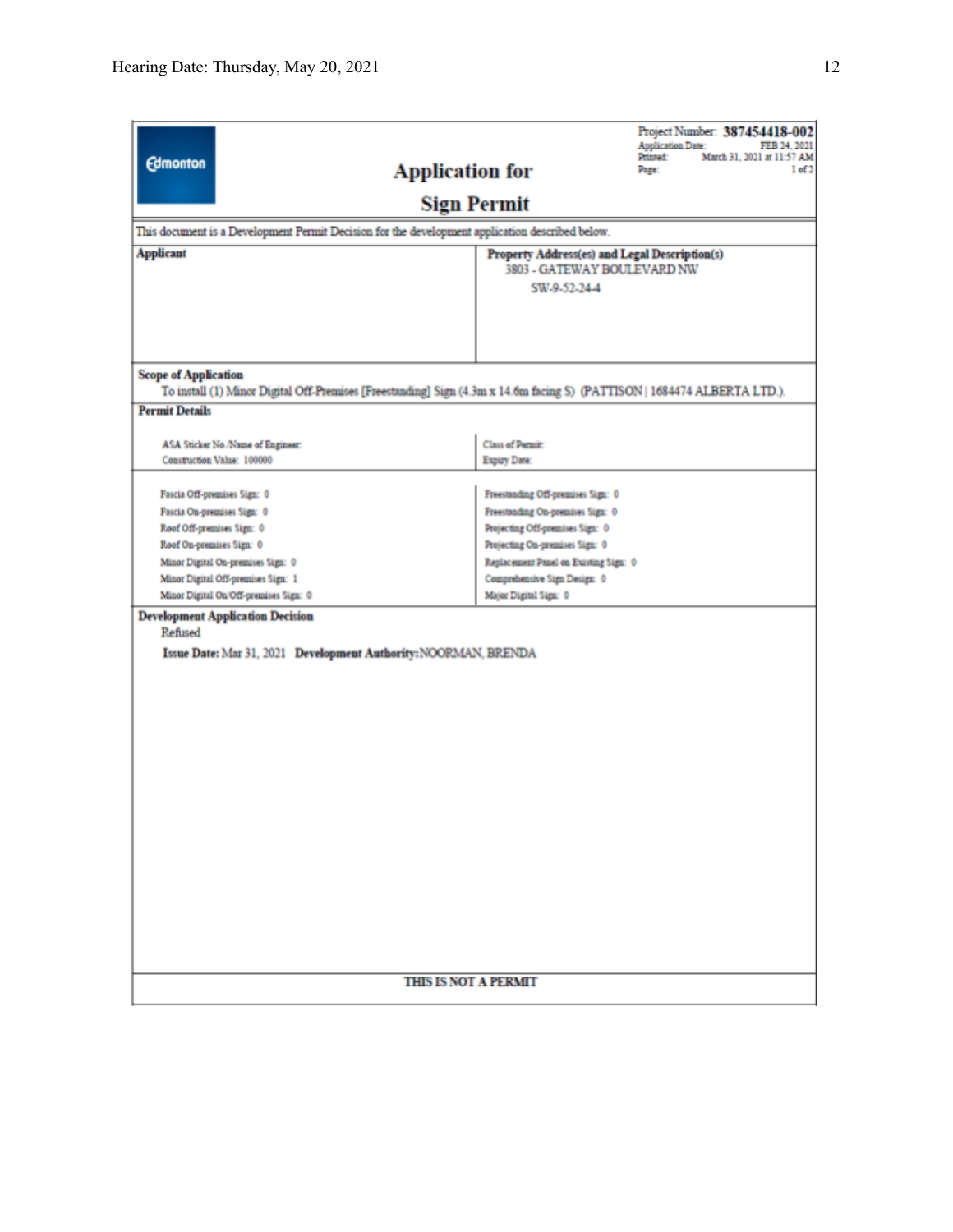Project Number: **387454418-002**
Application Date: FEB 24, 2021
Printed: March 31, 2021 at 11:57 AM
Page: 1 of 2

Edmonton

# Application for Sign Permit

This document is a Development Permit Decision for the development application described below.

| Applicant | Property Address(es) and Legal Description(s) |
|---|---|
| | 3803 - GATEWAY BOULEVARD NW<br>SW-9-52-24-4 |

**Scope of Application**

To install (1) Minor Digital Off-Premises [Freestanding] Sign (4.3m x 14.6m facing S) (PATTISON | 1684474 ALBERTA LTD.).

**Permit Details**

| | |
|---|---|
| ASA Sticker No./Name of Engineer: | Class of Permit: |
| Construction Value: 100000 | Expiry Date: |
| Fascia Off-premises Sign: 0 | Freestanding Off-premises Sign: 0 |
| Fascia On-premises Sign: 0 | Freestanding On-premises Sign: 0 |
| Roof Off-premises Sign: 0 | Projecting Off-premises Sign: 0 |
| Roof On-premises Sign: 0 | Projecting On-premises Sign: 0 |
| Minor Digital On-premises Sign: 0 | Replacement Panel on Existing Sign: 0 |
| Minor Digital Off-premises Sign: 1 | Comprehensive Sign Design: 0 |
| Minor Digital On/Off-premises Sign: 0 | Major Digital Sign: 0 |

**Development Application Decision**

Refused

**Issue Date:** Mar 31, 2021 **Development Authority:** NOORMAN, BRENDA

**THIS IS NOT A PERMIT**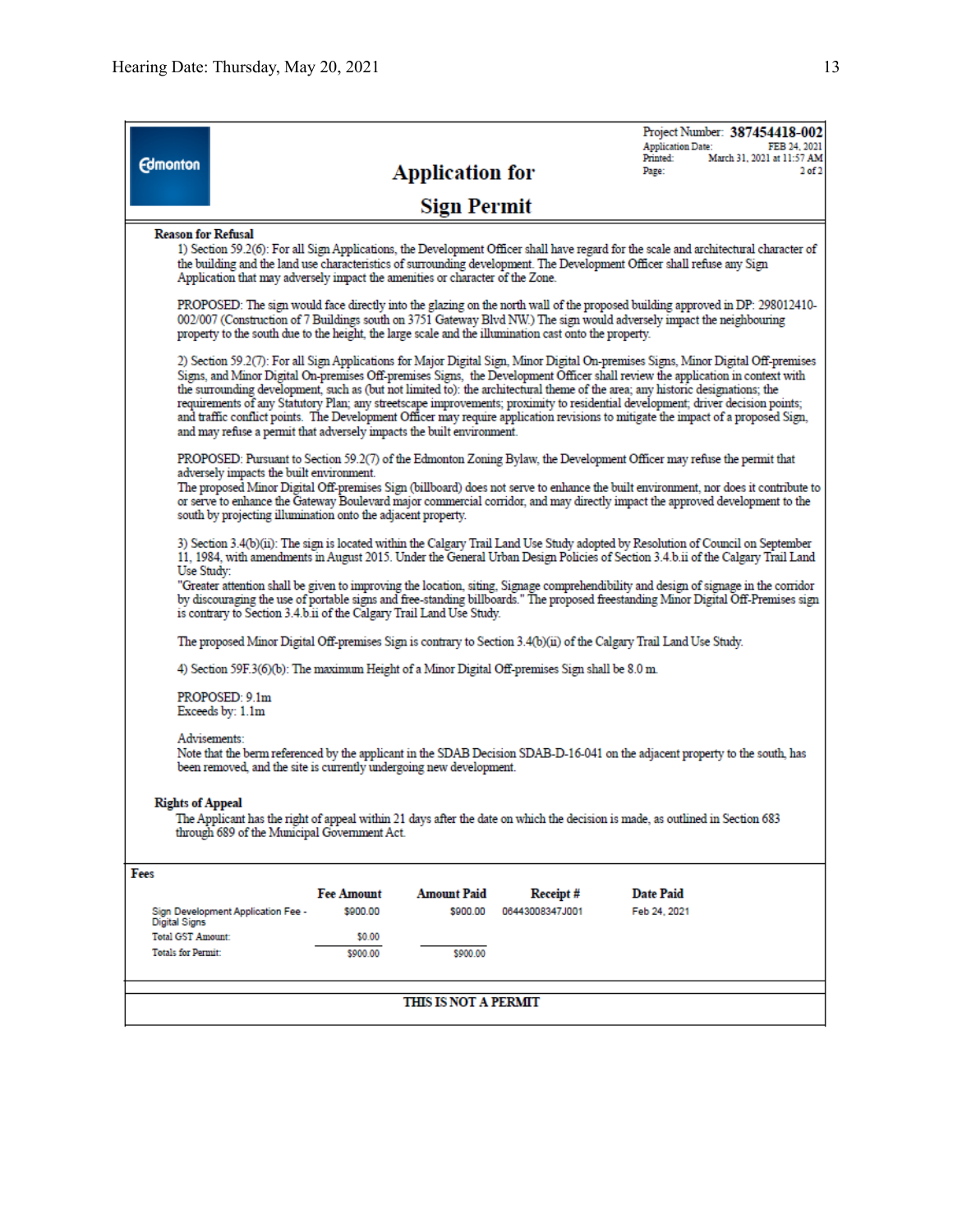Edmonton

Project Number: **387454418-002**
Application Date: FEB 24, 2021
Printed: March 31, 2021 at 11:57 AM
Page: 2 of 2

# Application for Sign Permit

**Reason for Refusal**

1) Section 59.2(6): For all Sign Applications, the Development Officer shall have regard for the scale and architectural character of the building and the land use characteristics of surrounding development. The Development Officer shall refuse any Sign Application that may adversely impact the amenities or character of the Zone.

PROPOSED: The sign would face directly into the glazing on the north wall of the proposed building approved in DP: 298012410-002/007 (Construction of 7 Buildings south on 3751 Gateway Blvd NW.) The sign would adversely impact the neighbouring property to the south due to the height, the large scale and the illumination cast onto the property.

2) Section 59.2(7): For all Sign Applications for Major Digital Sign, Minor Digital On-premises Signs, Minor Digital Off-premises Signs, and Minor Digital On-premises Off-premises Signs, the Development Officer shall review the application in context with the surrounding development, such as (but not limited to): the architectural theme of the area; any historic designations; the requirements of any Statutory Plan; any streetscape improvements; proximity to residential development; driver decision points; and traffic conflict points. The Development Officer may require application revisions to mitigate the impact of a proposed Sign, and may refuse a permit that adversely impacts the built environment.

PROPOSED: Pursuant to Section 59.2(7) of the Edmonton Zoning Bylaw, the Development Officer may refuse the permit that adversely impacts the built environment.
The proposed Minor Digital Off-premises Sign (billboard) does not serve to enhance the built environment, nor does it contribute to or serve to enhance the Gateway Boulevard major commercial corridor, and may directly impact the approved development to the south by projecting illumination onto the adjacent property.

3) Section 3.4(b)(ii): The sign is located within the Calgary Trail Land Use Study adopted by Resolution of Council on September 11, 1984, with amendments in August 2015. Under the General Urban Design Policies of Section 3.4.b.ii of the Calgary Trail Land Use Study:
"Greater attention shall be given to improving the location, siting, Signage comprehendibility and design of signage in the corridor by discouraging the use of portable signs and free-standing billboards." The proposed freestanding Minor Digital Off-Premises sign is contrary to Section 3.4.b.ii of the Calgary Trail Land Use Study.

The proposed Minor Digital Off-premises Sign is contrary to Section 3.4(b)(ii) of the Calgary Trail Land Use Study.

4) Section 59F.3(6)(b): The maximum Height of a Minor Digital Off-premises Sign shall be 8.0 m.

PROPOSED: 9.1m
Exceeds by: 1.1m

Advisements:
Note that the berm referenced by the applicant in the SDAB Decision SDAB-D-16-041 on the adjacent property to the south, has been removed, and the site is currently undergoing new development.

**Rights of Appeal**

The Applicant has the right of appeal within 21 days after the date on which the decision is made, as outlined in Section 683 through 689 of the Municipal Government Act.

**Fees**

| | Fee Amount | Amount Paid | Receipt # | Date Paid |
|---|---|---|---|---|
| Sign Development Application Fee - Digital Signs | $900.00 | $900.00 | 06443008347J001 | Feb 24, 2021 |
| Total GST Amount: | $0.00 | | | |
| Totals for Permit: | $900.00 | $900.00 | | |

**THIS IS NOT A PERMIT**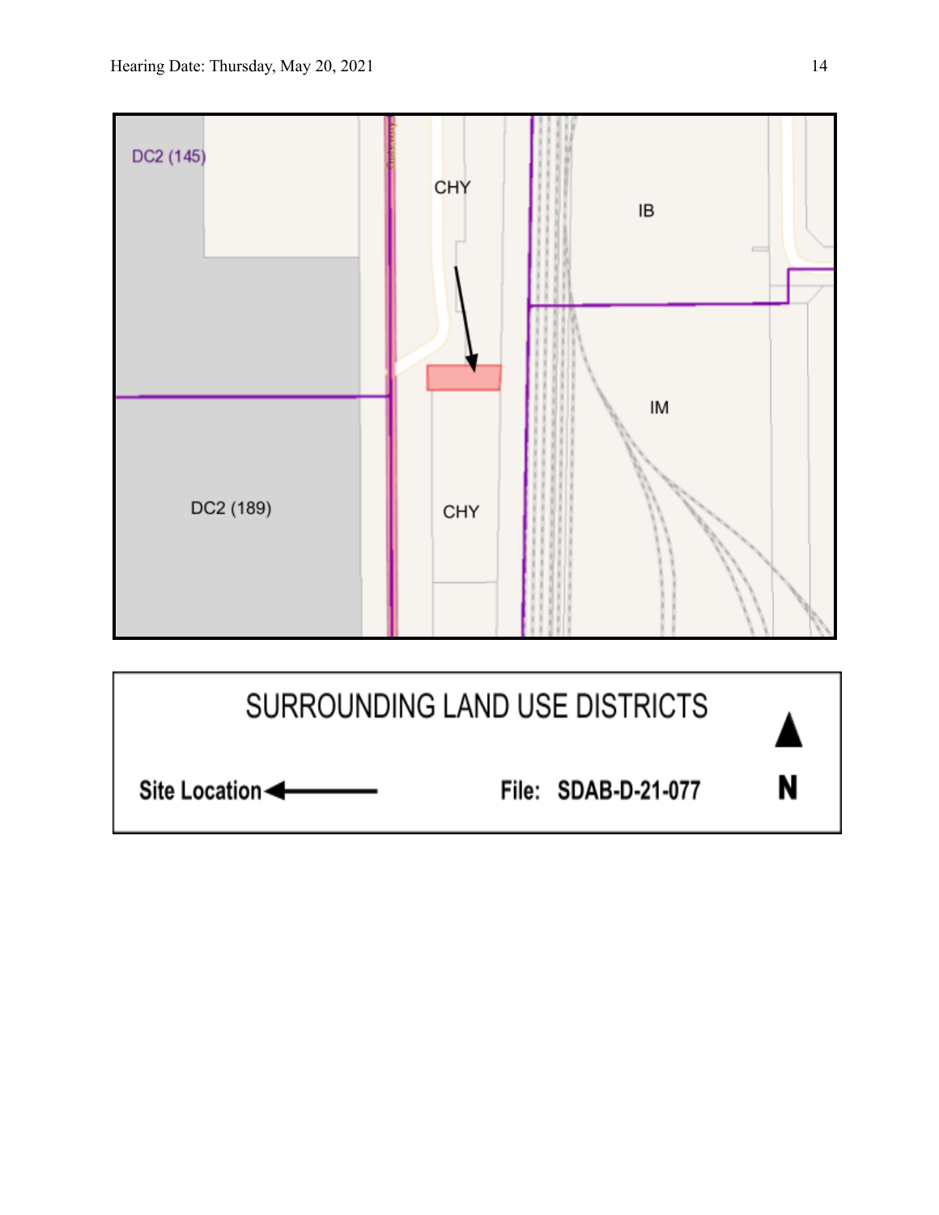DC2 (145)

CHY

IB

IM

DC2 (189)

CHY

SURROUNDING LAND USE DISTRICTS

Site Location ←

File: SDAB-D-21-077

N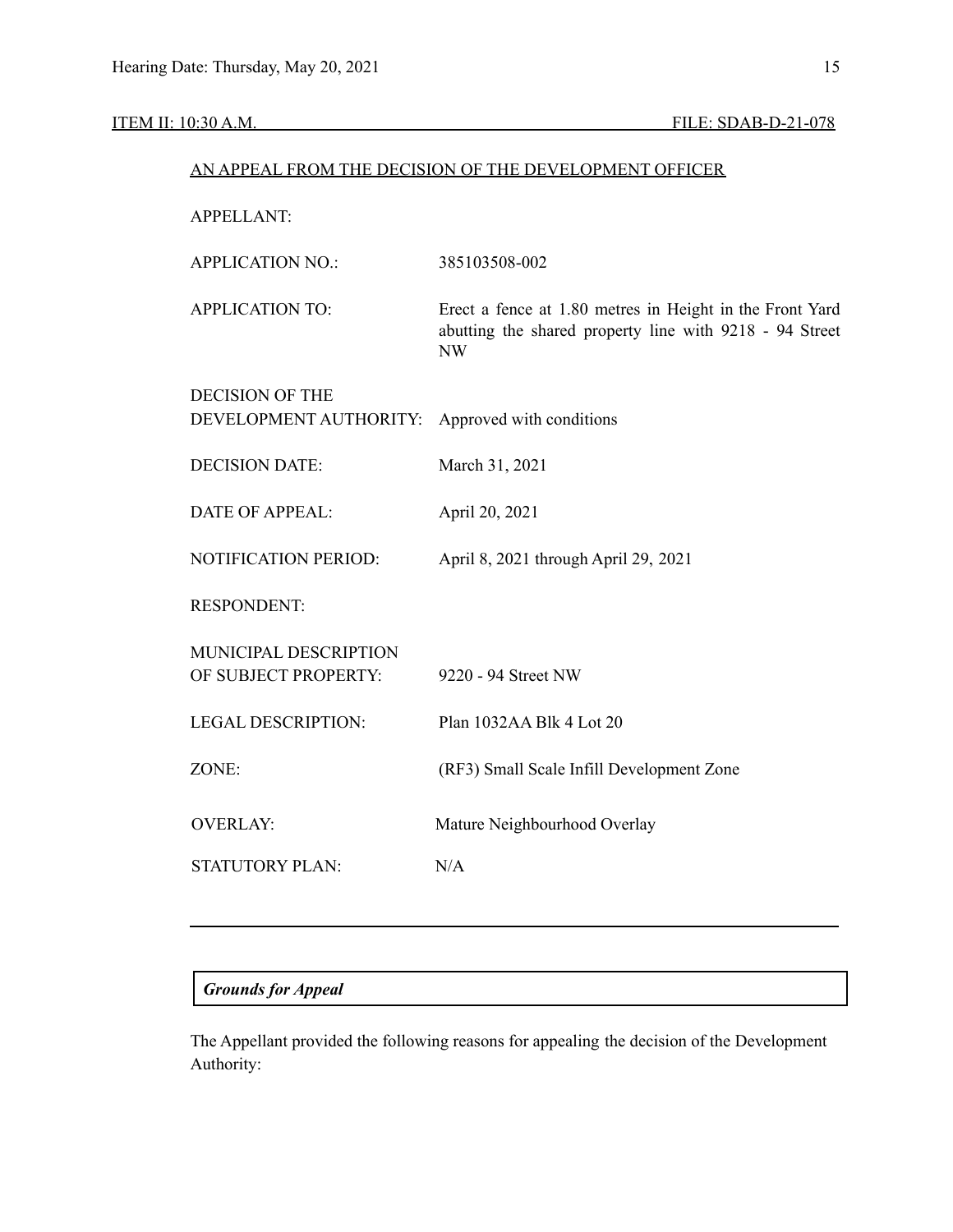ITEM II: 10:30 A.M. FILE: SDAB-D-21-078

AN APPEAL FROM THE DECISION OF THE DEVELOPMENT OFFICER

| | |
|---|---|
| APPELLANT: | |
| APPLICATION NO.: | 385103508-002 |
| APPLICATION TO: | Erect a fence at 1.80 metres in Height in the Front Yard abutting the shared property line with 9218 - 94 Street NW |
| DECISION OF THE DEVELOPMENT AUTHORITY: | Approved with conditions |
| DECISION DATE: | March 31, 2021 |
| DATE OF APPEAL: | April 20, 2021 |
| NOTIFICATION PERIOD: | April 8, 2021 through April 29, 2021 |
| RESPONDENT: | |
| MUNICIPAL DESCRIPTION OF SUBJECT PROPERTY: | 9220 - 94 Street NW |
| LEGAL DESCRIPTION: | Plan 1032AA Blk 4 Lot 20 |
| ZONE: | (RF3) Small Scale Infill Development Zone |
| OVERLAY: | Mature Neighbourhood Overlay |
| STATUTORY PLAN: | N/A |

---

***Grounds for Appeal***

The Appellant provided the following reasons for appealing the decision of the Development Authority: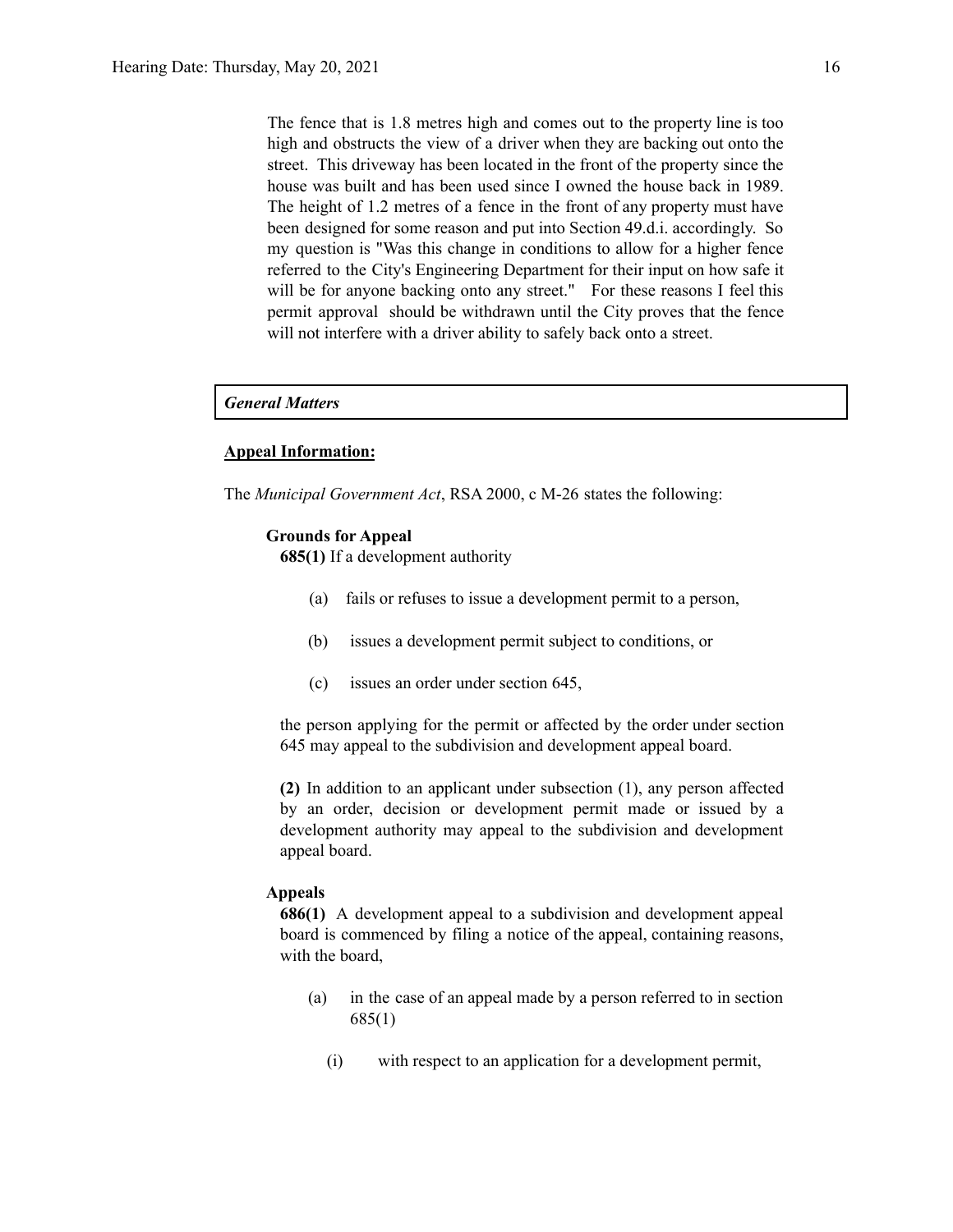> The fence that is 1.8 metres high and comes out to the property line is too high and obstructs the view of a driver when they are backing out onto the street. This driveway has been located in the front of the property since the house was built and has been used since I owned the house back in 1989. The height of 1.2 metres of a fence in the front of any property must have been designed for some reason and put into Section 49.d.i. accordingly. So my question is "Was this change in conditions to allow for a higher fence referred to the City's Engineering Department for their input on how safe it will be for anyone backing onto any street." For these reasons I feel this permit approval should be withdrawn until the City proves that the fence will not interfere with a driver ability to safely back onto a street.

## *General Matters*

**Appeal Information:**

The *Municipal Government Act*, RSA 2000, c M-26 states the following:

**Grounds for Appeal**

**685(1)** If a development authority

(a) fails or refuses to issue a development permit to a person,

(b) issues a development permit subject to conditions, or

(c) issues an order under section 645,

the person applying for the permit or affected by the order under section 645 may appeal to the subdivision and development appeal board.

**(2)** In addition to an applicant under subsection (1), any person affected by an order, decision or development permit made or issued by a development authority may appeal to the subdivision and development appeal board.

**Appeals**

**686(1)** A development appeal to a subdivision and development appeal board is commenced by filing a notice of the appeal, containing reasons, with the board,

(a) in the case of an appeal made by a person referred to in section 685(1)

(i) with respect to an application for a development permit,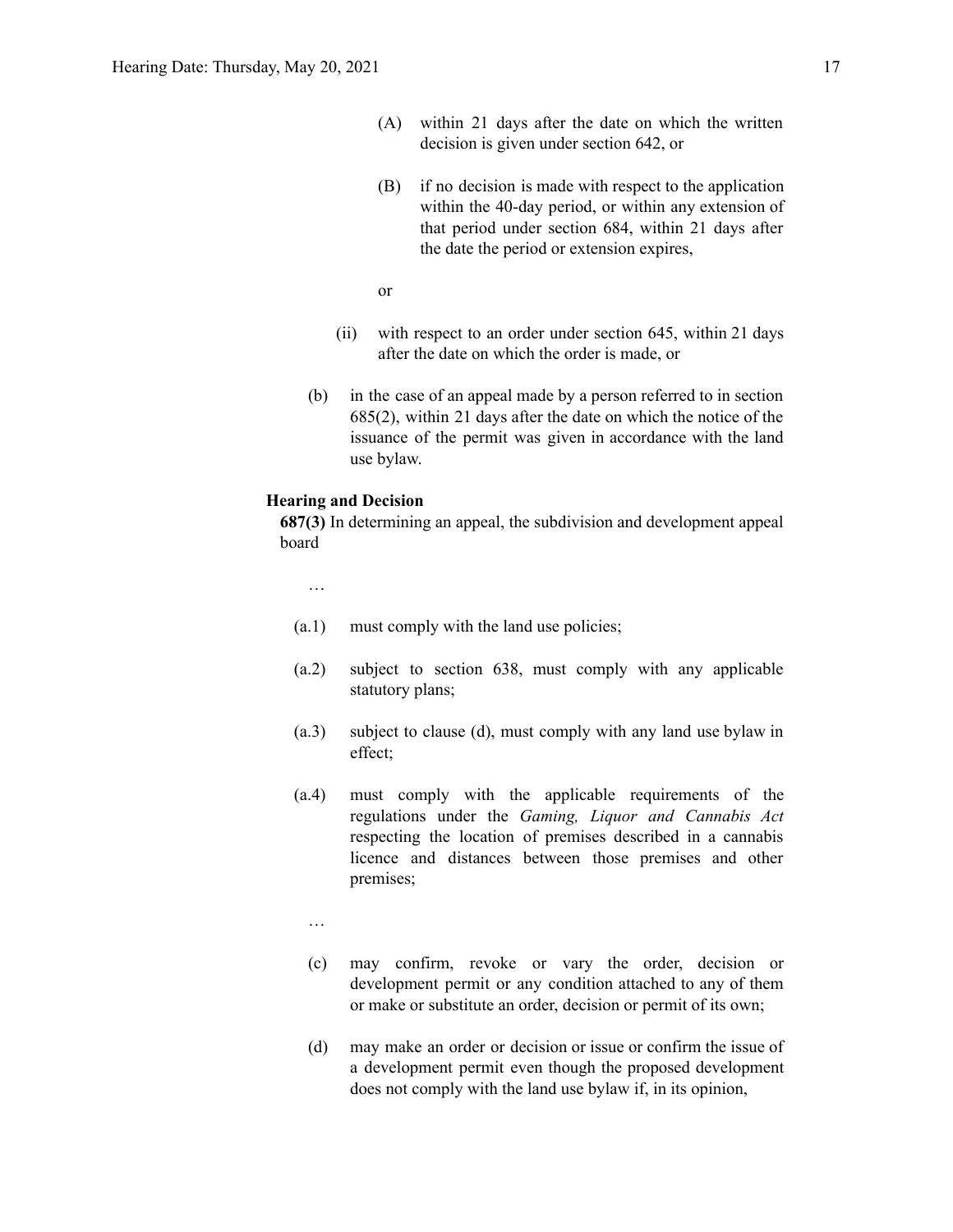(A) within 21 days after the date on which the written decision is given under section 642, or

(B) if no decision is made with respect to the application within the 40-day period, or within any extension of that period under section 684, within 21 days after the date the period or extension expires,

or

(ii) with respect to an order under section 645, within 21 days after the date on which the order is made, or

(b) in the case of an appeal made by a person referred to in section 685(2), within 21 days after the date on which the notice of the issuance of the permit was given in accordance with the land use bylaw.

**Hearing and Decision**

**687(3)** In determining an appeal, the subdivision and development appeal board

…

(a.1) must comply with the land use policies;

(a.2) subject to section 638, must comply with any applicable statutory plans;

(a.3) subject to clause (d), must comply with any land use bylaw in effect;

(a.4) must comply with the applicable requirements of the regulations under the *Gaming, Liquor and Cannabis Act* respecting the location of premises described in a cannabis licence and distances between those premises and other premises;

…

(c) may confirm, revoke or vary the order, decision or development permit or any condition attached to any of them or make or substitute an order, decision or permit of its own;

(d) may make an order or decision or issue or confirm the issue of a development permit even though the proposed development does not comply with the land use bylaw if, in its opinion,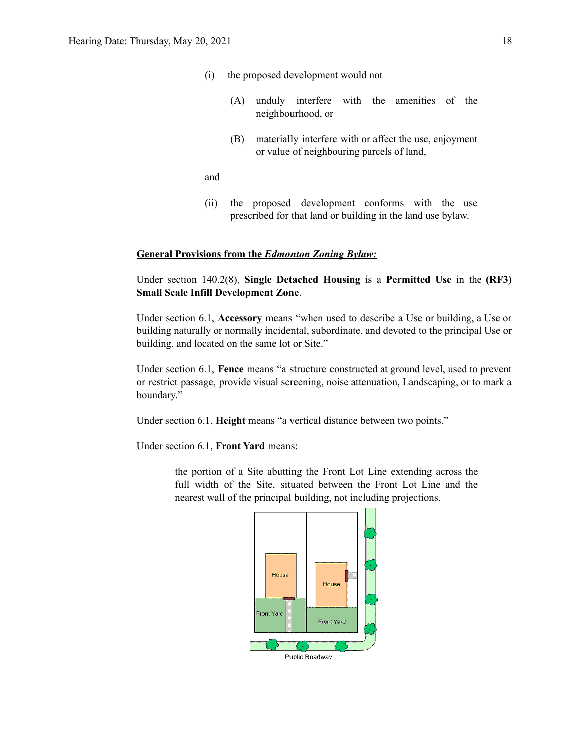(i) the proposed development would not

 (A) unduly interfere with the amenities of the neighbourhood, or

 (B) materially interfere with or affect the use, enjoyment or value of neighbouring parcels of land,

and

(ii) the proposed development conforms with the use prescribed for that land or building in the land use bylaw.

**General Provisions from the *Edmonton Zoning Bylaw:***

Under section 140.2(8), **Single Detached Housing** is a **Permitted Use** in the **(RF3) Small Scale Infill Development Zone**.

Under section 6.1, **Accessory** means "when used to describe a Use or building, a Use or building naturally or normally incidental, subordinate, and devoted to the principal Use or building, and located on the same lot or Site."

Under section 6.1, **Fence** means "a structure constructed at ground level, used to prevent or restrict passage, provide visual screening, noise attenuation, Landscaping, or to mark a boundary."

Under section 6.1, **Height** means "a vertical distance between two points."

Under section 6.1, **Front Yard** means:

> the portion of a Site abutting the Front Lot Line extending across the full width of the Site, situated between the Front Lot Line and the nearest wall of the principal building, not including projections.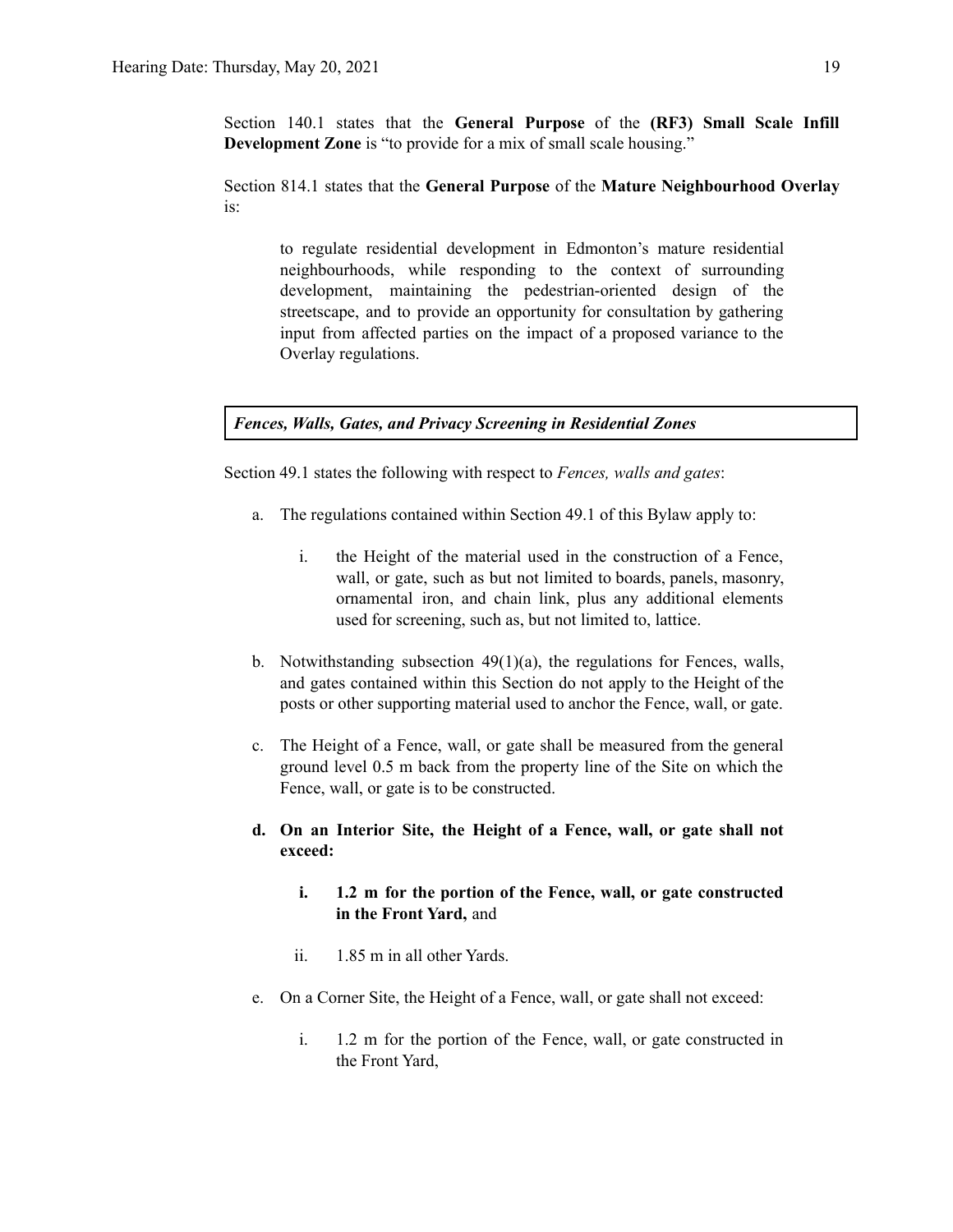Section 140.1 states that the **General Purpose** of the **(RF3) Small Scale Infill Development Zone** is "to provide for a mix of small scale housing."

Section 814.1 states that the **General Purpose** of the **Mature Neighbourhood Overlay** is:

> to regulate residential development in Edmonton's mature residential neighbourhoods, while responding to the context of surrounding development, maintaining the pedestrian-oriented design of the streetscape, and to provide an opportunity for consultation by gathering input from affected parties on the impact of a proposed variance to the Overlay regulations.

***Fences, Walls, Gates, and Privacy Screening in Residential Zones***

Section 49.1 states the following with respect to *Fences, walls and gates*:

a. The regulations contained within Section 49.1 of this Bylaw apply to:

   i. the Height of the material used in the construction of a Fence, wall, or gate, such as but not limited to boards, panels, masonry, ornamental iron, and chain link, plus any additional elements used for screening, such as, but not limited to, lattice.

b. Notwithstanding subsection 49(1)(a), the regulations for Fences, walls, and gates contained within this Section do not apply to the Height of the posts or other supporting material used to anchor the Fence, wall, or gate.

c. The Height of a Fence, wall, or gate shall be measured from the general ground level 0.5 m back from the property line of the Site on which the Fence, wall, or gate is to be constructed.

**d. On an Interior Site, the Height of a Fence, wall, or gate shall not exceed:**

   **i. 1.2 m for the portion of the Fence, wall, or gate constructed in the Front Yard,** and

   ii. 1.85 m in all other Yards.

e. On a Corner Site, the Height of a Fence, wall, or gate shall not exceed:

   i. 1.2 m for the portion of the Fence, wall, or gate constructed in the Front Yard,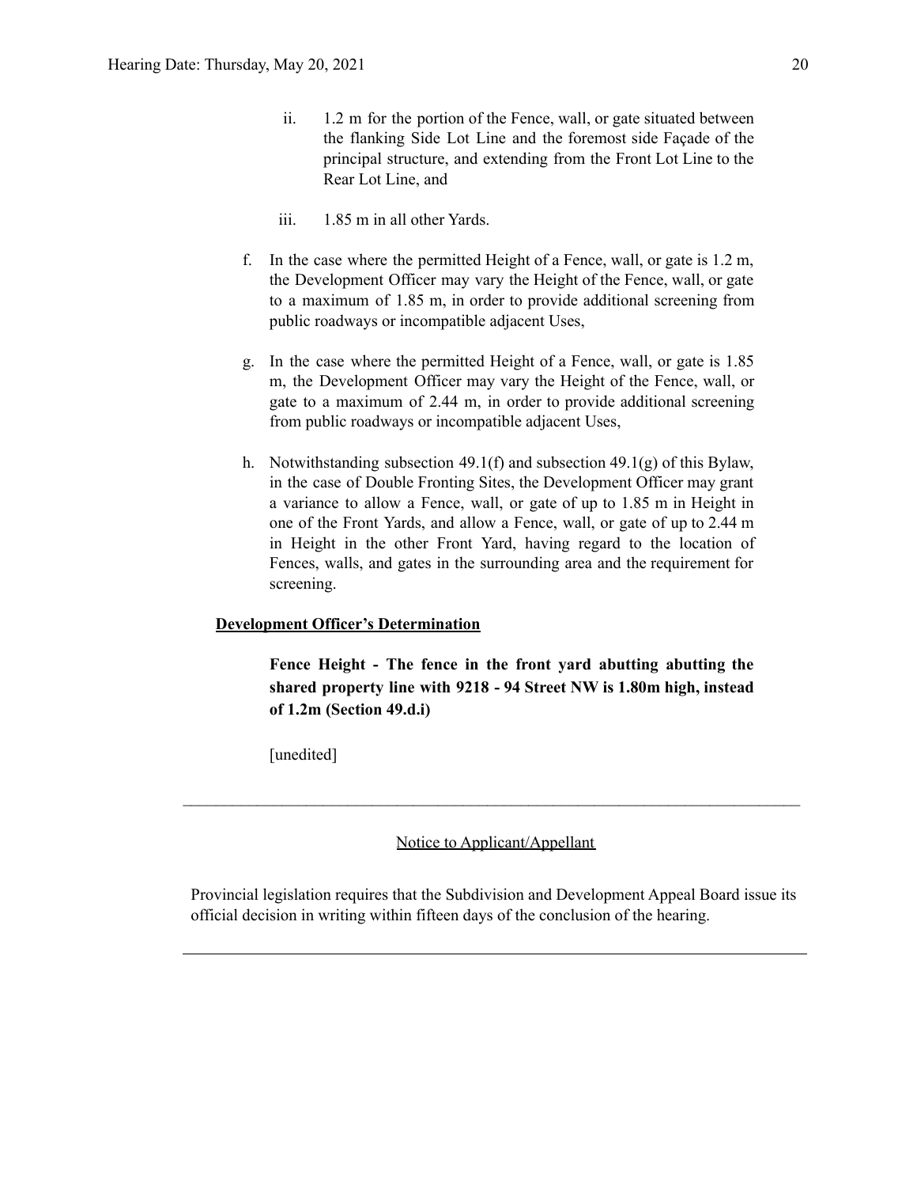ii. 1.2 m for the portion of the Fence, wall, or gate situated between the flanking Side Lot Line and the foremost side Façade of the principal structure, and extending from the Front Lot Line to the Rear Lot Line, and

iii. 1.85 m in all other Yards.

f. In the case where the permitted Height of a Fence, wall, or gate is 1.2 m, the Development Officer may vary the Height of the Fence, wall, or gate to a maximum of 1.85 m, in order to provide additional screening from public roadways or incompatible adjacent Uses,

g. In the case where the permitted Height of a Fence, wall, or gate is 1.85 m, the Development Officer may vary the Height of the Fence, wall, or gate to a maximum of 2.44 m, in order to provide additional screening from public roadways or incompatible adjacent Uses,

h. Notwithstanding subsection 49.1(f) and subsection 49.1(g) of this Bylaw, in the case of Double Fronting Sites, the Development Officer may grant a variance to allow a Fence, wall, or gate of up to 1.85 m in Height in one of the Front Yards, and allow a Fence, wall, or gate of up to 2.44 m in Height in the other Front Yard, having regard to the location of Fences, walls, and gates in the surrounding area and the requirement for screening.

**Development Officer's Determination**

**Fence Height - The fence in the front yard abutting abutting the shared property line with 9218 - 94 Street NW is 1.80m high, instead of 1.2m (Section 49.d.i)**

[unedited]

---

Notice to Applicant/Appellant

Provincial legislation requires that the Subdivision and Development Appeal Board issue its official decision in writing within fifteen days of the conclusion of the hearing.

---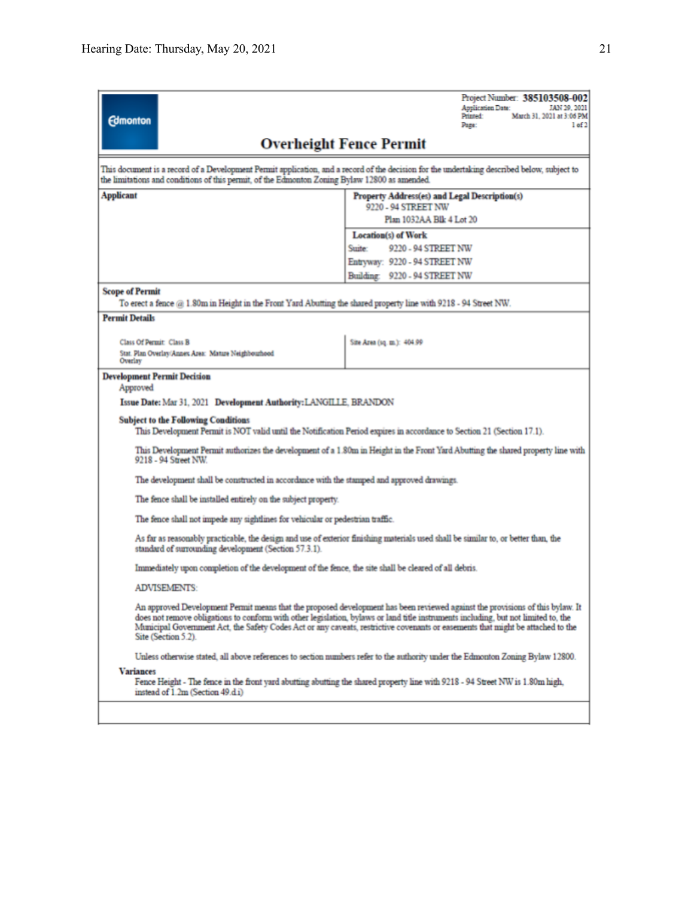Edmonton

Project Number: **385103508-002**
Application Date: JAN 29, 2021
Printed: March 31, 2021 at 3:06 PM
Page: 1 of 2

# Overheight Fence Permit

This document is a record of a Development Permit application, and a record of the decision for the undertaking described below, subject to the limitations and conditions of this permit, of the Edmonton Zoning Bylaw 12800 as amended.

| **Applicant** | **Property Address(es) and Legal Description(s)**<br>9220 - 94 STREET NW<br>Plan 1032AA Blk 4 Lot 20 |
|---|---|
| | **Location(s) of Work**<br>Suite: 9220 - 94 STREET NW<br>Entryway: 9220 - 94 STREET NW<br>Building: 9220 - 94 STREET NW |

**Scope of Permit**

To erect a fence @ 1.80m in Height in the Front Yard Abutting the shared property line with 9218 - 94 Street NW.

**Permit Details**

| | |
|---|---|
| Class Of Permit: Class B<br>Stat. Plan Overlay/Annex Area: Mature Neighbourhood Overlay | Site Area (sq. m.): 404.99 |

**Development Permit Decision**

Approved

**Issue Date:** Mar 31, 2021 **Development Authority:** LANGILLE, BRANDON

**Subject to the Following Conditions**

This Development Permit is NOT valid until the Notification Period expires in accordance to Section 21 (Section 17.1).

This Development Permit authorizes the development of a 1.80m in Height in the Front Yard Abutting the shared property line with 9218 - 94 Street NW.

The development shall be constructed in accordance with the stamped and approved drawings.

The fence shall be installed entirely on the subject property.

The fence shall not impede any sightlines for vehicular or pedestrian traffic.

As far as reasonably practicable, the design and use of exterior finishing materials used shall be similar to, or better than, the standard of surrounding development (Section 57.3.1).

Immediately upon completion of the development of the fence, the site shall be cleared of all debris.

ADVISEMENTS:

An approved Development Permit means that the proposed development has been reviewed against the provisions of this bylaw. It does not remove obligations to conform with other legislation, bylaws or land title instruments including, but not limited to, the Municipal Government Act, the Safety Codes Act or any caveats, restrictive covenants or easements that might be attached to the Site (Section 5.2).

Unless otherwise stated, all above references to section numbers refer to the authority under the Edmonton Zoning Bylaw 12800.

**Variances**

Fence Height - The fence in the front yard abutting abutting the shared property line with 9218 - 94 Street NW is 1.80m high, instead of 1.2m (Section 49.d.i)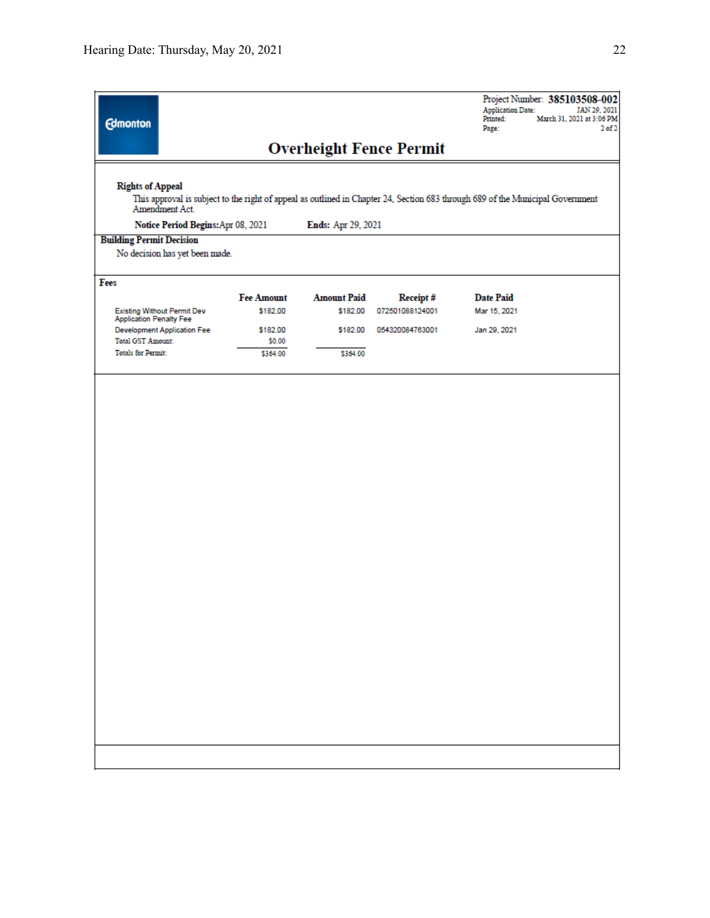Edmonton

Project Number: **385103508-002**
Application Date: JAN 29, 2021
Printed: March 31, 2021 at 3:06 PM
Page: 2 of 2

# Overheight Fence Permit

**Rights of Appeal**

This approval is subject to the right of appeal as outlined in Chapter 24, Section 683 through 689 of the Municipal Government Amendment Act.

**Notice Period Begins:** Apr 08, 2021 **Ends:** Apr 29, 2021

**Building Permit Decision**

No decision has yet been made.

**Fees**

| | Fee Amount | Amount Paid | Receipt # | Date Paid |
|---|---|---|---|---|
| Existing Without Permit Dev Application Penalty Fee | $182.00 | $182.00 | 072501088124001 | Mar 15, 2021 |
| Development Application Fee | $182.00 | $182.00 | 054320084763001 | Jan 29, 2021 |
| Total GST Amount: | $0.00 | | | |
| Totals for Permit: | $364.00 | $364.00 | | |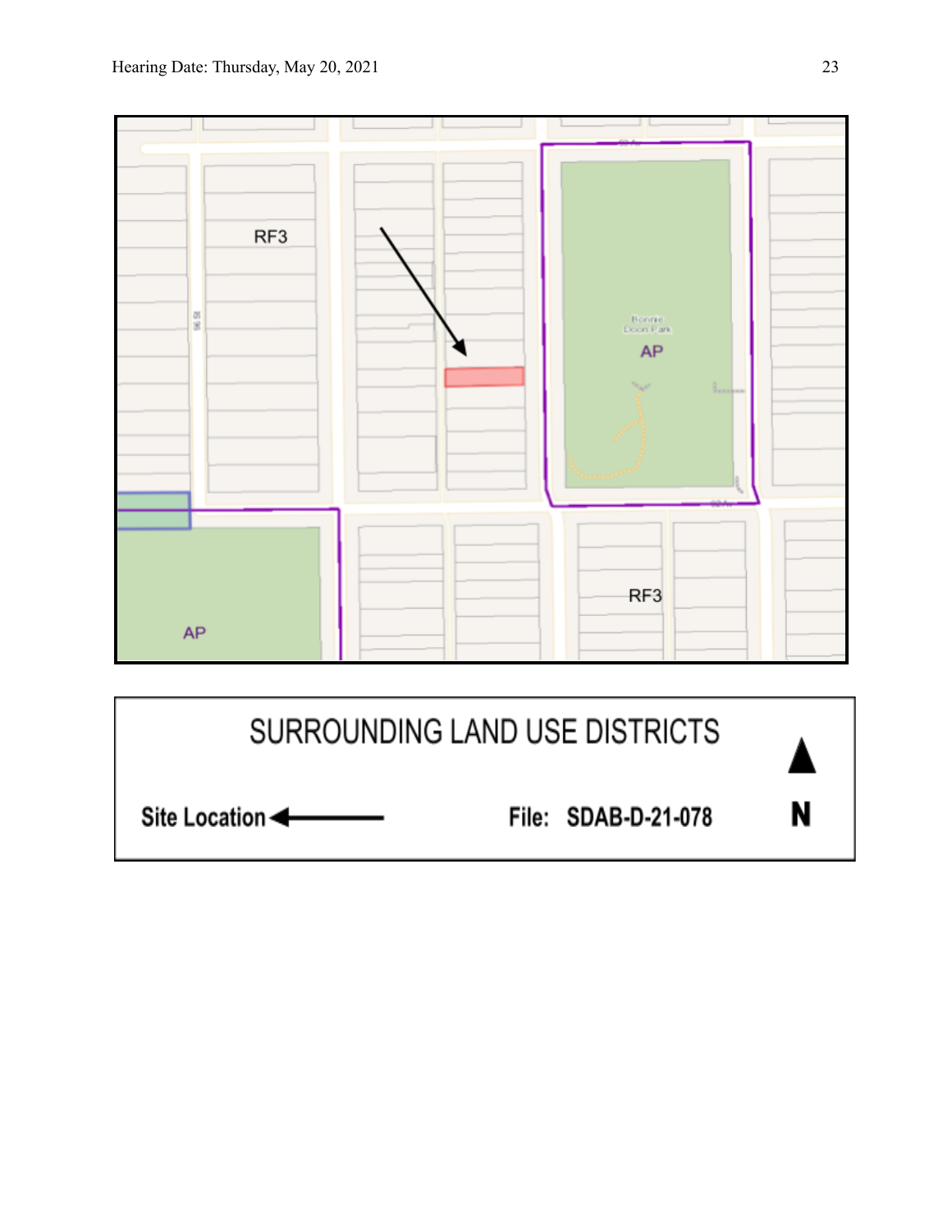RF3

Bonnie Doon Park

AP

AP

RF3

SURROUNDING LAND USE DISTRICTS

Site Location ←

File: SDAB-D-21-078

N